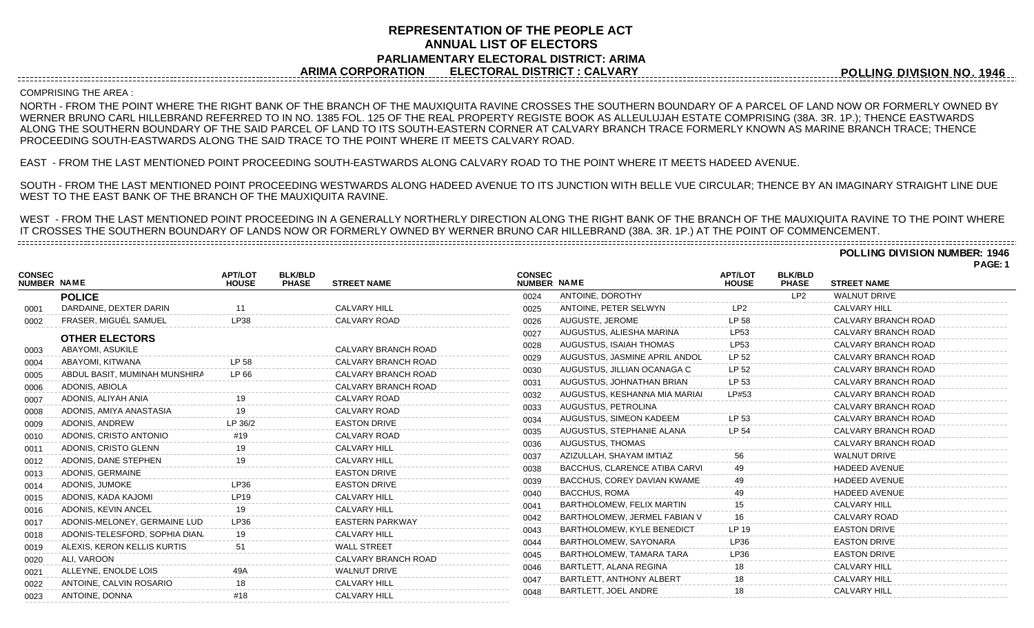# REPRESENTATION OF THE PEOPLE ACT
## ANNUAL LIST OF ELECTORS
### PARLIAMENTARY ELECTORAL DISTRICT: ARIMA
### ARIMA CORPORATION ELECTORAL DISTRICT : CALVARY

**POLLING DIVISION NO. 1946**

COMPRISING THE AREA :

NORTH - FROM THE POINT WHERE THE RIGHT BANK OF THE BRANCH OF THE MAUXIQUITA RAVINE CROSSES THE SOUTHERN BOUNDARY OF A PARCEL OF LAND NOW OR FORMERLY OWNED BY WERNER BRUNO CARL HILLEBRAND REFERRED TO IN NO. 1385 FOL. 125 OF THE REAL PROPERTY REGISTE BOOK AS ALLEULUJAH ESTATE COMPRISING (38A. 3R. 1P.); THENCE EASTWARDS ALONG THE SOUTHERN BOUNDARY OF THE SAID PARCEL OF LAND TO ITS SOUTH-EASTERN CORNER AT CALVARY BRANCH TRACE FORMERLY KNOWN AS MARINE BRANCH TRACE; THENCE PROCEEDING SOUTH-EASTWARDS ALONG THE SAID TRACE TO THE POINT WHERE IT MEETS CALVARY ROAD.

EAST - FROM THE LAST MENTIONED POINT PROCEEDING SOUTH-EASTWARDS ALONG CALVARY ROAD TO THE POINT WHERE IT MEETS HADEED AVENUE.

SOUTH - FROM THE LAST MENTIONED POINT PROCEEDING WESTWARDS ALONG HADEED AVENUE TO ITS JUNCTION WITH BELLE VUE CIRCULAR; THENCE BY AN IMAGINARY STRAIGHT LINE DUE WEST TO THE EAST BANK OF THE BRANCH OF THE MAUXIQUITA RAVINE.

WEST - FROM THE LAST MENTIONED POINT PROCEEDING IN A GENERALLY NORTHERLY DIRECTION ALONG THE RIGHT BANK OF THE BRANCH OF THE MAUXIQUITA RAVINE TO THE POINT WHERE IT CROSSES THE SOUTHERN BOUNDARY OF LANDS NOW OR FORMERLY OWNED BY WERNER BRUNO CAR HILLEBRAND (38A. 3R. 1P.) AT THE POINT OF COMMENCEMENT.

**POLLING DIVISION NUMBER: 1946**

**PAGE: 1**

| CONSEC NUMBER | NAME | APT/LOT HOUSE | BLK/BLD PHASE | STREET NAME |
|---|---|---|---|---|
| | **POLICE** | | | |
| 0001 | DARDAINE, DEXTER DARIN | 11 | | CALVARY HILL |
| 0002 | FRASER, MIGUÉL SAMUEL | LP38 | | CALVARY ROAD |
| | **OTHER ELECTORS** | | | |
| 0003 | ABAYOMI, ASUKILE | | | CALVARY BRANCH ROAD |
| 0004 | ABAYOMI, KITWANA | LP 58 | | CALVARY BRANCH ROAD |
| 0005 | ABDUL BASIT, MUMINAH MUNSHIRA | LP 66 | | CALVARY BRANCH ROAD |
| 0006 | ADONIS, ABIOLA | | | CALVARY BRANCH ROAD |
| 0007 | ADONIS, ALIYAH ANIA | 19 | | CALVARY ROAD |
| 0008 | ADONIS, AMIYA ANASTASIA | 19 | | CALVARY ROAD |
| 0009 | ADONIS, ANDREW | LP 36/2 | | EASTON DRIVE |
| 0010 | ADONIS, CRISTO ANTONIO | #19 | | CALVARY ROAD |
| 0011 | ADONIS, CRISTO GLENN | 19 | | CALVARY HILL |
| 0012 | ADONIS, DANE STEPHEN | 19 | | CALVARY HILL |
| 0013 | ADONIS, GERMAINE | | | EASTON DRIVE |
| 0014 | ADONIS, JUMOKE | LP36 | | EASTON DRIVE |
| 0015 | ADONIS, KADA KAJOMI | LP19 | | CALVARY HILL |
| 0016 | ADONIS, KEVIN ANCEL | 19 | | CALVARY HILL |
| 0017 | ADONIS-MELONEY, GERMAINE LUD | LP36 | | EASTERN PARKWAY |
| 0018 | ADONIS-TELESFORD, SOPHIA DIAN | 19 | | CALVARY HILL |
| 0019 | ALEXIS, KERON KELLIS KURTIS | 51 | | WALL STREET |
| 0020 | ALI, VAROON | | | CALVARY BRANCH ROAD |
| 0021 | ALLEYNE, ENOLDE LOIS | 49A | | WALNUT DRIVE |
| 0022 | ANTOINE, CALVIN ROSARIO | 18 | | CALVARY HILL |
| 0023 | ANTOINE, DONNA | #18 | | CALVARY HILL |
| 0024 | ANTOINE, DOROTHY | | LP2 | WALNUT DRIVE |
| 0025 | ANTOINE, PETER SELWYN | LP2 | | CALVARY HILL |
| 0026 | AUGUSTE, JEROME | LP 58 | | CALVARY BRANCH ROAD |
| 0027 | AUGUSTUS, ALIESHA MARINA | LP53 | | CALVARY BRANCH ROAD |
| 0028 | AUGUSTUS, ISAIAH THOMAS | LP53 | | CALVARY BRANCH ROAD |
| 0029 | AUGUSTUS, JASMINE APRIL ANDOL | LP 52 | | CALVARY BRANCH ROAD |
| 0030 | AUGUSTUS, JILLIAN OCANAGA C | LP 52 | | CALVARY BRANCH ROAD |
| 0031 | AUGUSTUS, JOHNATHAN BRIAN | LP 53 | | CALVARY BRANCH ROAD |
| 0032 | AUGUSTUS, KESHANNA MIA MARIAI | LP#53 | | CALVARY BRANCH ROAD |
| 0033 | AUGUSTUS, PETROLINA | | | CALVARY BRANCH ROAD |
| 0034 | AUGUSTUS, SIMEON KADEEM | LP 53 | | CALVARY BRANCH ROAD |
| 0035 | AUGUSTUS, STEPHANIE ALANA | LP 54 | | CALVARY BRANCH ROAD |
| 0036 | AUGUSTUS, THOMAS | | | CALVARY BRANCH ROAD |
| 0037 | AZIZULLAH, SHAYAM IMTIAZ | 56 | | WALNUT DRIVE |
| 0038 | BACCHUS, CLARENCE ATIBA CARVI | 49 | | HADEED AVENUE |
| 0039 | BACCHUS, COREY DAVIAN KWAME | 49 | | HADEED AVENUE |
| 0040 | BACCHUS, ROMA | 49 | | HADEED AVENUE |
| 0041 | BARTHOLOMEW, FELIX MARTIN | 15 | | CALVARY HILL |
| 0042 | BARTHOLOMEW, JERMEL FABIAN V | 16 | | CALVARY ROAD |
| 0043 | BARTHOLOMEW, KYLE BENEDICT | LP 19 | | EASTON DRIVE |
| 0044 | BARTHOLOMEW, SAYONARA | LP36 | | EASTON DRIVE |
| 0045 | BARTHOLOMEW, TAMARA TARA | LP36 | | EASTON DRIVE |
| 0046 | BARTLETT, ALANA REGINA | 18 | | CALVARY HILL |
| 0047 | BARTLETT, ANTHONY ALBERT | 18 | | CALVARY HILL |
| 0048 | BARTLETT, JOEL ANDRE | 18 | | CALVARY HILL |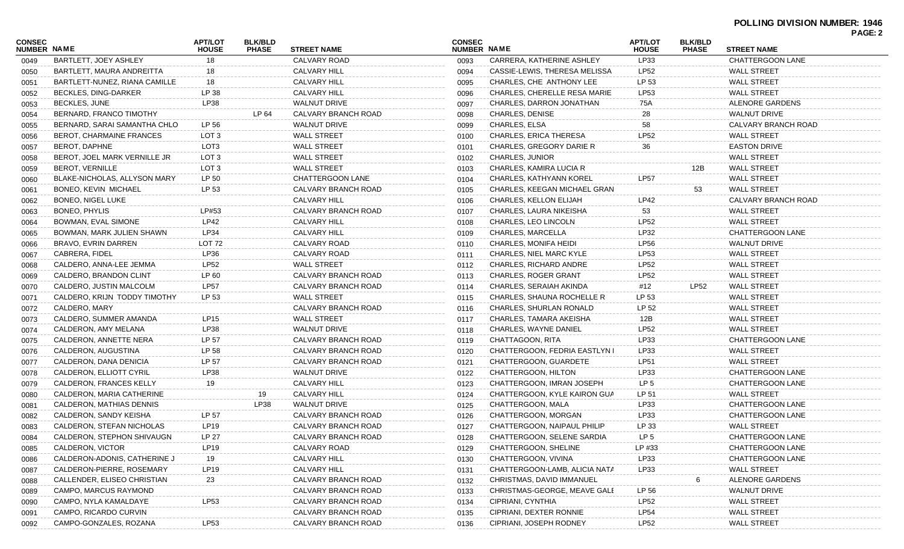**POLLING DIVISION NUMBER: 1946**

| CONSEC NUMBER | NAME | APT/LOT HOUSE | BLK/BLD PHASE | STREET NAME |
|---|---|---|---|---|
| 0049 | BARTLETT, JOEY ASHLEY | 18 | | CALVARY ROAD |
| 0050 | BARTLETT, MAURA ANDREITTA | 18 | | CALVARY HILL |
| 0051 | BARTLETT-NUNEZ, RIANA CAMILLE | 18 | | CALVARY HILL |
| 0052 | BECKLES, DING-DARKER | LP 38 | | CALVARY HILL |
| 0053 | BECKLES, JUNE | LP38 | | WALNUT DRIVE |
| 0054 | BERNARD, FRANCO TIMOTHY | | LP 64 | CALVARY BRANCH ROAD |
| 0055 | BERNARD, SARAI SAMANTHA CHLO | LP 56 | | WALNUT DRIVE |
| 0056 | BEROT, CHARMAINE FRANCES | LOT 3 | | WALL STREET |
| 0057 | BEROT, DAPHNE | LOT3 | | WALL STREET |
| 0058 | BEROT, JOEL MARK VERNILLE JR | LOT 3 | | WALL STREET |
| 0059 | BEROT, VERNILLE | LOT 3 | | WALL STREET |
| 0060 | BLAKE-NICHOLAS, ALLYSON MARY | LP 50 | | CHATTERGOON LANE |
| 0061 | BONEO, KEVIN MICHAEL | LP 53 | | CALVARY BRANCH ROAD |
| 0062 | BONEO, NIGEL LUKE | | | CALVARY HILL |
| 0063 | BONEO, PHYLIS | LP#53 | | CALVARY BRANCH ROAD |
| 0064 | BOWMAN, EVAL SIMONE | LP42 | | CALVARY HILL |
| 0065 | BOWMAN, MARK JULIEN SHAWN | LP34 | | CALVARY HILL |
| 0066 | BRAVO, EVRIN DARREN | LOT 72 | | CALVARY ROAD |
| 0067 | CABRERA, FIDEL | LP36 | | CALVARY ROAD |
| 0068 | CALDERO, ANNA-LEE JEMMA | LP52 | | WALL STREET |
| 0069 | CALDERO, BRANDON CLINT | LP 60 | | CALVARY BRANCH ROAD |
| 0070 | CALDERO, JUSTIN MALCOLM | LP57 | | CALVARY BRANCH ROAD |
| 0071 | CALDERO, KRIJN TODDY TIMOTHY | LP 53 | | WALL STREET |
| 0072 | CALDERO, MARY | | | CALVARY BRANCH ROAD |
| 0073 | CALDERO, SUMMER AMANDA | LP15 | | WALL STREET |
| 0074 | CALDERON, AMY MELANA | LP38 | | WALNUT DRIVE |
| 0075 | CALDERON, ANNETTE NERA | LP 57 | | CALVARY BRANCH ROAD |
| 0076 | CALDERON, AUGUSTINA | LP 58 | | CALVARY BRANCH ROAD |
| 0077 | CALDERON, DANA DENICIA | LP 57 | | CALVARY BRANCH ROAD |
| 0078 | CALDERON, ELLIOTT CYRIL | LP38 | | WALNUT DRIVE |
| 0079 | CALDERON, FRANCES KELLY | 19 | | CALVARY HILL |
| 0080 | CALDERON, MARIA CATHERINE | | 19 | CALVARY HILL |
| 0081 | CALDERON, MATHIAS DENNIS | | LP38 | WALNUT DRIVE |
| 0082 | CALDERON, SANDY KEISHA | LP 57 | | CALVARY BRANCH ROAD |
| 0083 | CALDERON, STEFAN NICHOLAS | LP19 | | CALVARY BRANCH ROAD |
| 0084 | CALDERON, STEPHON SHIVAUGN | LP 27 | | CALVARY BRANCH ROAD |
| 0085 | CALDERON, VICTOR | LP19 | | CALVARY ROAD |
| 0086 | CALDERON-ADONIS, CATHERINE J | 19 | | CALVARY HILL |
| 0087 | CALDERON-PIERRE, ROSEMARY | LP19 | | CALVARY HILL |
| 0088 | CALLENDER, ELISEO CHRISTIAN | 23 | | CALVARY BRANCH ROAD |
| 0089 | CAMPO, MARCUS RAYMOND | | | CALVARY BRANCH ROAD |
| 0090 | CAMPO, NYLA KAMALDAYE | LP53 | | CALVARY BRANCH ROAD |
| 0091 | CAMPO, RICARDO CURVIN | | | CALVARY BRANCH ROAD |
| 0092 | CAMPO-GONZALES, ROZANA | LP53 | | CALVARY BRANCH ROAD |
| 0093 | CARRERA, KATHERINE ASHLEY | LP33 | | CHATTERGOON LANE |
| 0094 | CASSIE-LEWIS, THERESA MELISSA | LP52 | | WALL STREET |
| 0095 | CHARLES, CHE ANTHONY LEE | LP 53 | | WALL STREET |
| 0096 | CHARLES, CHERELLE RESA MARIE | LP53 | | WALL STREET |
| 0097 | CHARLES, DARRON JONATHAN | 75A | | ALENORE GARDENS |
| 0098 | CHARLES, DENISE | 28 | | WALNUT DRIVE |
| 0099 | CHARLES, ELSA | 58 | | CALVARY BRANCH ROAD |
| 0100 | CHARLES, ERICA THERESA | LP52 | | WALL STREET |
| 0101 | CHARLES, GREGORY DARIE R | 36 | | EASTON DRIVE |
| 0102 | CHARLES, JUNIOR | | | WALL STREET |
| 0103 | CHARLES, KAMIRA LUCIA R | | 12B | WALL STREET |
| 0104 | CHARLES, KATHYANN KOREL | LP57 | | WALL STREET |
| 0105 | CHARLES, KEEGAN MICHAEL GRAN | | 53 | WALL STREET |
| 0106 | CHARLES, KELLON ELIJAH | LP42 | | CALVARY BRANCH ROAD |
| 0107 | CHARLES, LAURA NIKEISHA | 53 | | WALL STREET |
| 0108 | CHARLES, LEO LINCOLN | LP52 | | WALL STREET |
| 0109 | CHARLES, MARCELLA | LP32 | | CHATTERGOON LANE |
| 0110 | CHARLES, MONIFA HEIDI | LP56 | | WALNUT DRIVE |
| 0111 | CHARLES, NIEL MARC KYLE | LP53 | | WALL STREET |
| 0112 | CHARLES, RICHARD ANDRE | LP52 | | WALL STREET |
| 0113 | CHARLES, ROGER GRANT | LP52 | | WALL STREET |
| 0114 | CHARLES, SERAIAH AKINDA | #12 | LP52 | WALL STREET |
| 0115 | CHARLES, SHAUNA ROCHELLE R | LP 53 | | WALL STREET |
| 0116 | CHARLES, SHURLAN RONALD | LP 52 | | WALL STREET |
| 0117 | CHARLES, TAMARA AKEISHA | 12B | | WALL STREET |
| 0118 | CHARLES, WAYNE DANIEL | LP52 | | WALL STREET |
| 0119 | CHATTAGOON, RITA | LP33 | | CHATTERGOON LANE |
| 0120 | CHATTERGOON, FEDRIA EASTLYN I | LP33 | | WALL STREET |
| 0121 | CHATTERGOON, GUARDETE | LP51 | | WALL STREET |
| 0122 | CHATTERGOON, HILTON | LP33 | | CHATTERGOON LANE |
| 0123 | CHATTERGOON, IMRAN JOSEPH | LP 5 | | CHATTERGOON LANE |
| 0124 | CHATTERGOON, KYLE KAIRON GUA | LP 51 | | WALL STREET |
| 0125 | CHATTERGOON, MALA | LP33 | | CHATTERGOON LANE |
| 0126 | CHATTERGOON, MORGAN | LP33 | | CHATTERGOON LANE |
| 0127 | CHATTERGOON, NAIPAUL PHILIP | LP 33 | | WALL STREET |
| 0128 | CHATTERGOON, SELENE SARDIA | LP 5 | | CHATTERGOON LANE |
| 0129 | CHATTERGOON, SHELINE | LP #33 | | CHATTERGOON LANE |
| 0130 | CHATTERGOON, VIVINA | LP33 | | CHATTERGOON LANE |
| 0131 | CHATTERGOON-LAMB, ALICIA NATA | LP33 | | WALL STREET |
| 0132 | CHRISTMAS, DAVID IMMANUEL | | 6 | ALENORE GARDENS |
| 0133 | CHRISTMAS-GEORGE, MEAVE GALE | LP 56 | | WALNUT DRIVE |
| 0134 | CIPRIANI, CYNTHIA | LP52 | | WALL STREET |
| 0135 | CIPRIANI, DEXTER RONNIE | LP54 | | WALL STREET |
| 0136 | CIPRIANI, JOSEPH RODNEY | LP52 | | WALL STREET |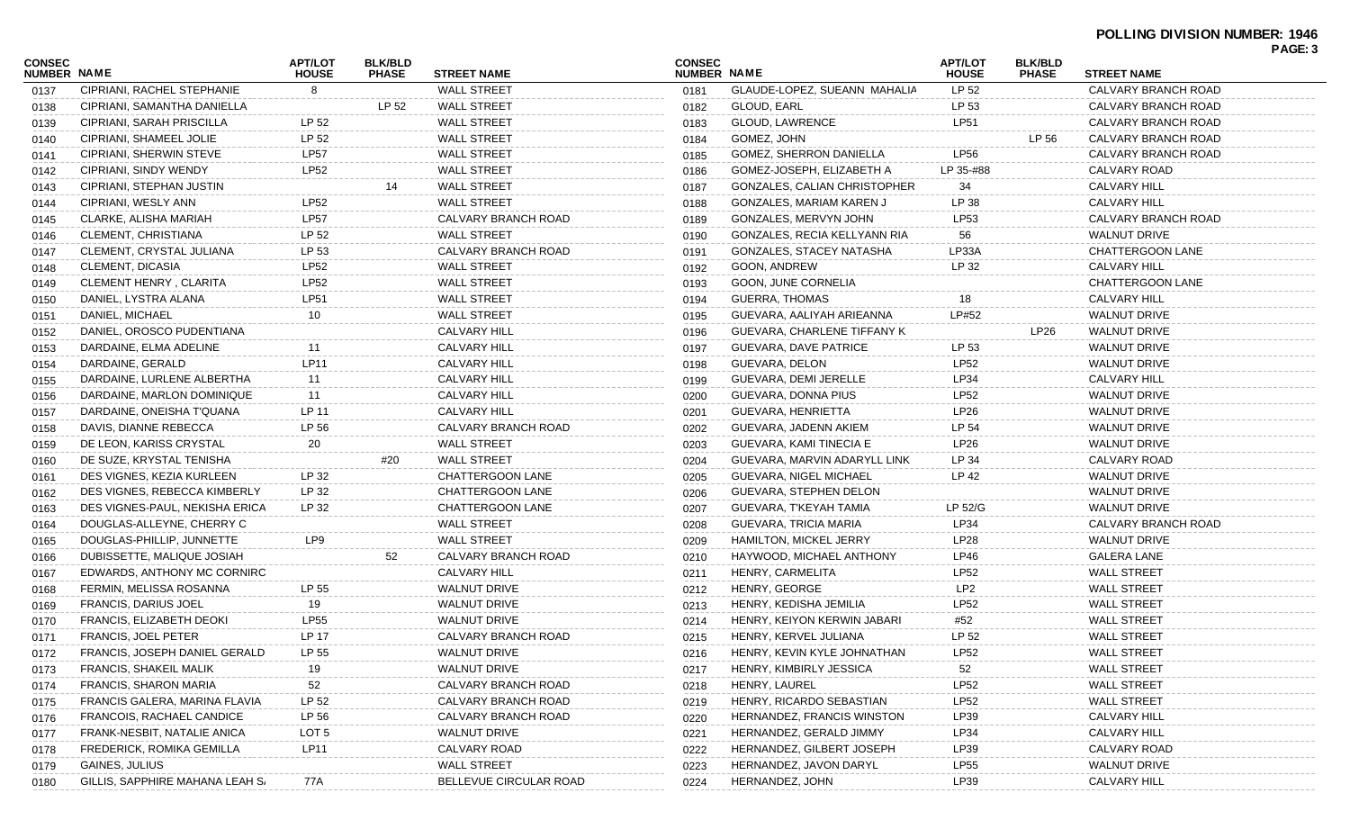**POLLING DIVISION NUMBER: 1946**

| CONSEC NUMBER | NAME | APT/LOT HOUSE | BLK/BLD PHASE | STREET NAME |
|---|---|---|---|---|
| 0137 | CIPRIANI, RACHEL STEPHANIE | 8 | | WALL STREET |
| 0138 | CIPRIANI, SAMANTHA DANIELLA | | LP 52 | WALL STREET |
| 0139 | CIPRIANI, SARAH PRISCILLA | LP 52 | | WALL STREET |
| 0140 | CIPRIANI, SHAMEEL JOLIE | LP 52 | | WALL STREET |
| 0141 | CIPRIANI, SHERWIN STEVE | LP57 | | WALL STREET |
| 0142 | CIPRIANI, SINDY WENDY | LP52 | | WALL STREET |
| 0143 | CIPRIANI, STEPHAN JUSTIN | | 14 | WALL STREET |
| 0144 | CIPRIANI, WESLY ANN | LP52 | | WALL STREET |
| 0145 | CLARKE, ALISHA MARIAH | LP57 | | CALVARY BRANCH ROAD |
| 0146 | CLEMENT, CHRISTIANA | LP 52 | | WALL STREET |
| 0147 | CLEMENT, CRYSTAL JULIANA | LP 53 | | CALVARY BRANCH ROAD |
| 0148 | CLEMENT, DICASIA | LP52 | | WALL STREET |
| 0149 | CLEMENT HENRY , CLARITA | LP52 | | WALL STREET |
| 0150 | DANIEL, LYSTRA ALANA | LP51 | | WALL STREET |
| 0151 | DANIEL, MICHAEL | 10 | | WALL STREET |
| 0152 | DANIEL, OROSCO PUDENTIANA | | | CALVARY HILL |
| 0153 | DARDAINE, ELMA ADELINE | 11 | | CALVARY HILL |
| 0154 | DARDAINE, GERALD | LP11 | | CALVARY HILL |
| 0155 | DARDAINE, LURLENE ALBERTHA | 11 | | CALVARY HILL |
| 0156 | DARDAINE, MARLON DOMINIQUE | 11 | | CALVARY HILL |
| 0157 | DARDAINE, ONEISHA T'QUANA | LP 11 | | CALVARY HILL |
| 0158 | DAVIS, DIANNE REBECCA | LP 56 | | CALVARY BRANCH ROAD |
| 0159 | DE LEON, KARISS CRYSTAL | 20 | | WALL STREET |
| 0160 | DE SUZE, KRYSTAL TENISHA | | #20 | WALL STREET |
| 0161 | DES VIGNES, KEZIA KURLEEN | LP 32 | | CHATTERGOON LANE |
| 0162 | DES VIGNES, REBECCA KIMBERLY | LP 32 | | CHATTERGOON LANE |
| 0163 | DES VIGNES-PAUL, NEKISHA ERICA | LP 32 | | CHATTERGOON LANE |
| 0164 | DOUGLAS-ALLEYNE, CHERRY C | | | WALL STREET |
| 0165 | DOUGLAS-PHILLIP, JUNNETTE | LP9 | | WALL STREET |
| 0166 | DUBISSETTE, MALIQUE JOSIAH | | 52 | CALVARY BRANCH ROAD |
| 0167 | EDWARDS, ANTHONY MC CORNIRC | | | CALVARY HILL |
| 0168 | FERMIN, MELISSA ROSANNA | LP 55 | | WALNUT DRIVE |
| 0169 | FRANCIS, DARIUS JOEL | 19 | | WALNUT DRIVE |
| 0170 | FRANCIS, ELIZABETH DEOKI | LP55 | | WALNUT DRIVE |
| 0171 | FRANCIS, JOEL PETER | LP 17 | | CALVARY BRANCH ROAD |
| 0172 | FRANCIS, JOSEPH DANIEL GERALD | LP 55 | | WALNUT DRIVE |
| 0173 | FRANCIS, SHAKEIL MALIK | 19 | | WALNUT DRIVE |
| 0174 | FRANCIS, SHARON MARIA | 52 | | CALVARY BRANCH ROAD |
| 0175 | FRANCIS GALERA, MARINA FLAVIA | LP 52 | | CALVARY BRANCH ROAD |
| 0176 | FRANCOIS, RACHAEL CANDICE | LP 56 | | CALVARY BRANCH ROAD |
| 0177 | FRANK-NESBIT, NATALIE ANICA | LOT 5 | | WALNUT DRIVE |
| 0178 | FREDERICK, ROMIKA GEMILLA | LP11 | | CALVARY ROAD |
| 0179 | GAINES, JULIUS | | | WALL STREET |
| 0180 | GILLIS, SAPPHIRE MAHANA LEAH S | 77A | | BELLEVUE CIRCULAR ROAD |
| 0181 | GLAUDE-LOPEZ, SUEANN MAHALIA | LP 52 | | CALVARY BRANCH ROAD |
| 0182 | GLOUD, EARL | LP 53 | | CALVARY BRANCH ROAD |
| 0183 | GLOUD, LAWRENCE | LP51 | | CALVARY BRANCH ROAD |
| 0184 | GOMEZ, JOHN | | LP 56 | CALVARY BRANCH ROAD |
| 0185 | GOMEZ, SHERRON DANIELLA | LP56 | | CALVARY BRANCH ROAD |
| 0186 | GOMEZ-JOSEPH, ELIZABETH A | LP 35-#88 | | CALVARY ROAD |
| 0187 | GONZALES, CALIAN CHRISTOPHER | 34 | | CALVARY HILL |
| 0188 | GONZALES, MARIAM KAREN J | LP 38 | | CALVARY HILL |
| 0189 | GONZALES, MERVYN JOHN | LP53 | | CALVARY BRANCH ROAD |
| 0190 | GONZALES, RECIA KELLYANN RIA | 56 | | WALNUT DRIVE |
| 0191 | GONZALES, STACEY NATASHA | LP33A | | CHATTERGOON LANE |
| 0192 | GOON, ANDREW | LP 32 | | CALVARY HILL |
| 0193 | GOON, JUNE CORNELIA | | | CHATTERGOON LANE |
| 0194 | GUERRA, THOMAS | 18 | | CALVARY HILL |
| 0195 | GUEVARA, AALIYAH ARIEANNA | LP#52 | | WALNUT DRIVE |
| 0196 | GUEVARA, CHARLENE TIFFANY K | | LP26 | WALNUT DRIVE |
| 0197 | GUEVARA, DAVE PATRICE | LP 53 | | WALNUT DRIVE |
| 0198 | GUEVARA, DELON | LP52 | | WALNUT DRIVE |
| 0199 | GUEVARA, DEMI JERELLE | LP34 | | CALVARY HILL |
| 0200 | GUEVARA, DONNA PIUS | LP52 | | WALNUT DRIVE |
| 0201 | GUEVARA, HENRIETTA | LP26 | | WALNUT DRIVE |
| 0202 | GUEVARA, JADENN AKIEM | LP 54 | | WALNUT DRIVE |
| 0203 | GUEVARA, KAMI TINECIA E | LP26 | | WALNUT DRIVE |
| 0204 | GUEVARA, MARVIN ADARYLL LINK | LP 34 | | CALVARY ROAD |
| 0205 | GUEVARA, NIGEL MICHAEL | LP 42 | | WALNUT DRIVE |
| 0206 | GUEVARA, STEPHEN DELON | | | WALNUT DRIVE |
| 0207 | GUEVARA, T'KEYAH TAMIA | LP 52/G | | WALNUT DRIVE |
| 0208 | GUEVARA, TRICIA MARIA | LP34 | | CALVARY BRANCH ROAD |
| 0209 | HAMILTON, MICKEL JERRY | LP28 | | WALNUT DRIVE |
| 0210 | HAYWOOD, MICHAEL ANTHONY | LP46 | | GALERA LANE |
| 0211 | HENRY, CARMELITA | LP52 | | WALL STREET |
| 0212 | HENRY, GEORGE | LP2 | | WALL STREET |
| 0213 | HENRY, KEDISHA JEMILIA | LP52 | | WALL STREET |
| 0214 | HENRY, KEIYON KERWIN JABARI | #52 | | WALL STREET |
| 0215 | HENRY, KERVEL JULIANA | LP 52 | | WALL STREET |
| 0216 | HENRY, KEVIN KYLE JOHNATHAN | LP52 | | WALL STREET |
| 0217 | HENRY, KIMBIRLY JESSICA | 52 | | WALL STREET |
| 0218 | HENRY, LAUREL | LP52 | | WALL STREET |
| 0219 | HENRY, RICARDO SEBASTIAN | LP52 | | WALL STREET |
| 0220 | HERNANDEZ, FRANCIS WINSTON | LP39 | | CALVARY HILL |
| 0221 | HERNANDEZ, GERALD JIMMY | LP34 | | CALVARY HILL |
| 0222 | HERNANDEZ, GILBERT JOSEPH | LP39 | | CALVARY ROAD |
| 0223 | HERNANDEZ, JAVON DARYL | LP55 | | WALNUT DRIVE |
| 0224 | HERNANDEZ, JOHN | LP39 | | CALVARY HILL |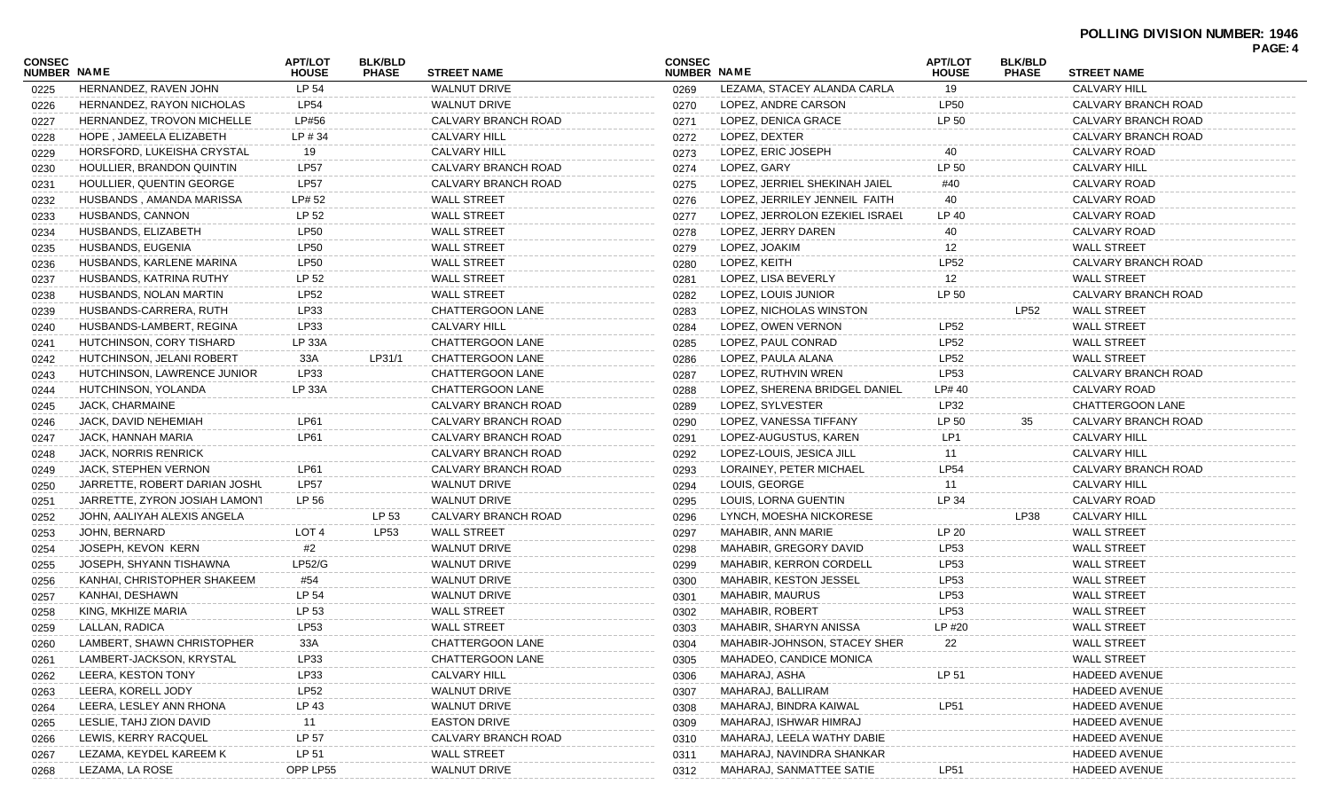**POLLING DIVISION NUMBER: 1946**

| CONSEC NUMBER | NAME | APT/LOT HOUSE | BLK/BLD PHASE | STREET NAME |
|---|---|---|---|---|
| 0225 | HERNANDEZ, RAVEN JOHN | LP 54 | | WALNUT DRIVE |
| 0226 | HERNANDEZ, RAYON NICHOLAS | LP54 | | WALNUT DRIVE |
| 0227 | HERNANDEZ, TROVON MICHELLE | LP#56 | | CALVARY BRANCH ROAD |
| 0228 | HOPE , JAMEELA ELIZABETH | LP # 34 | | CALVARY HILL |
| 0229 | HORSFORD, LUKEISHA CRYSTAL | 19 | | CALVARY HILL |
| 0230 | HOULLIER, BRANDON QUINTIN | LP57 | | CALVARY BRANCH ROAD |
| 0231 | HOULLIER, QUENTIN GEORGE | LP57 | | CALVARY BRANCH ROAD |
| 0232 | HUSBANDS , AMANDA MARISSA | LP# 52 | | WALL STREET |
| 0233 | HUSBANDS, CANNON | LP 52 | | WALL STREET |
| 0234 | HUSBANDS, ELIZABETH | LP50 | | WALL STREET |
| 0235 | HUSBANDS, EUGENIA | LP50 | | WALL STREET |
| 0236 | HUSBANDS, KARLENE MARINA | LP50 | | WALL STREET |
| 0237 | HUSBANDS, KATRINA RUTHY | LP 52 | | WALL STREET |
| 0238 | HUSBANDS, NOLAN MARTIN | LP52 | | WALL STREET |
| 0239 | HUSBANDS-CARRERA, RUTH | LP33 | | CHATTERGOON LANE |
| 0240 | HUSBANDS-LAMBERT, REGINA | LP33 | | CALVARY HILL |
| 0241 | HUTCHINSON, CORY TISHARD | LP 33A | | CHATTERGOON LANE |
| 0242 | HUTCHINSON, JELANI ROBERT | 33A | LP31/1 | CHATTERGOON LANE |
| 0243 | HUTCHINSON, LAWRENCE JUNIOR | LP33 | | CHATTERGOON LANE |
| 0244 | HUTCHINSON, YOLANDA | LP 33A | | CHATTERGOON LANE |
| 0245 | JACK, CHARMAINE | | | CALVARY BRANCH ROAD |
| 0246 | JACK, DAVID NEHEMIAH | LP61 | | CALVARY BRANCH ROAD |
| 0247 | JACK, HANNAH MARIA | LP61 | | CALVARY BRANCH ROAD |
| 0248 | JACK, NORRIS RENRICK | | | CALVARY BRANCH ROAD |
| 0249 | JACK, STEPHEN VERNON | LP61 | | CALVARY BRANCH ROAD |
| 0250 | JARRETTE, ROBERT DARIAN JOSHU | LP57 | | WALNUT DRIVE |
| 0251 | JARRETTE, ZYRON JOSIAH LAMONT | LP 56 | | WALNUT DRIVE |
| 0252 | JOHN, AALIYAH ALEXIS ANGELA | | LP 53 | CALVARY BRANCH ROAD |
| 0253 | JOHN, BERNARD | LOT 4 | LP53 | WALL STREET |
| 0254 | JOSEPH, KEVON KERN | #2 | | WALNUT DRIVE |
| 0255 | JOSEPH, SHYANN TISHAWNA | LP52/G | | WALNUT DRIVE |
| 0256 | KANHAI, CHRISTOPHER SHAKEEM | #54 | | WALNUT DRIVE |
| 0257 | KANHAI, DESHAWN | LP 54 | | WALNUT DRIVE |
| 0258 | KING, MKHIZE MARIA | LP 53 | | WALL STREET |
| 0259 | LALLAN, RADICA | LP53 | | WALL STREET |
| 0260 | LAMBERT, SHAWN CHRISTOPHER | 33A | | CHATTERGOON LANE |
| 0261 | LAMBERT-JACKSON, KRYSTAL | LP33 | | CHATTERGOON LANE |
| 0262 | LEERA, KESTON TONY | LP33 | | CALVARY HILL |
| 0263 | LEERA, KORELL JODY | LP52 | | WALNUT DRIVE |
| 0264 | LEERA, LESLEY ANN RHONA | LP 43 | | WALNUT DRIVE |
| 0265 | LESLIE, TAHJ ZION DAVID | 11 | | EASTON DRIVE |
| 0266 | LEWIS, KERRY RACQUEL | LP 57 | | CALVARY BRANCH ROAD |
| 0267 | LEZAMA, KEYDEL KAREEM K | LP 51 | | WALL STREET |
| 0268 | LEZAMA, LA ROSE | OPP LP55 | | WALNUT DRIVE |
| 0269 | LEZAMA, STACEY ALANDA CARLA | 19 | | CALVARY HILL |
| 0270 | LOPEZ, ANDRE CARSON | LP50 | | CALVARY BRANCH ROAD |
| 0271 | LOPEZ, DENICA GRACE | LP 50 | | CALVARY BRANCH ROAD |
| 0272 | LOPEZ, DEXTER | | | CALVARY BRANCH ROAD |
| 0273 | LOPEZ, ERIC JOSEPH | 40 | | CALVARY ROAD |
| 0274 | LOPEZ, GARY | LP 50 | | CALVARY HILL |
| 0275 | LOPEZ, JERRIEL SHEKINAH JAIEL | #40 | | CALVARY ROAD |
| 0276 | LOPEZ, JERRILEY JENNEIL FAITH | 40 | | CALVARY ROAD |
| 0277 | LOPEZ, JERROLON EZEKIEL ISRAEL | LP 40 | | CALVARY ROAD |
| 0278 | LOPEZ, JERRY DAREN | 40 | | CALVARY ROAD |
| 0279 | LOPEZ, JOAKIM | 12 | | WALL STREET |
| 0280 | LOPEZ, KEITH | LP52 | | CALVARY BRANCH ROAD |
| 0281 | LOPEZ, LISA BEVERLY | 12 | | WALL STREET |
| 0282 | LOPEZ, LOUIS JUNIOR | LP 50 | | CALVARY BRANCH ROAD |
| 0283 | LOPEZ, NICHOLAS WINSTON | | LP52 | WALL STREET |
| 0284 | LOPEZ, OWEN VERNON | LP52 | | WALL STREET |
| 0285 | LOPEZ, PAUL CONRAD | LP52 | | WALL STREET |
| 0286 | LOPEZ, PAULA ALANA | LP52 | | WALL STREET |
| 0287 | LOPEZ, RUTHVIN WREN | LP53 | | CALVARY BRANCH ROAD |
| 0288 | LOPEZ, SHERENA BRIDGEL DANIEL | LP# 40 | | CALVARY ROAD |
| 0289 | LOPEZ, SYLVESTER | LP32 | | CHATTERGOON LANE |
| 0290 | LOPEZ, VANESSA TIFFANY | LP 50 | 35 | CALVARY BRANCH ROAD |
| 0291 | LOPEZ-AUGUSTUS, KAREN | LP1 | | CALVARY HILL |
| 0292 | LOPEZ-LOUIS, JESICA JILL | 11 | | CALVARY HILL |
| 0293 | LORAINEY, PETER MICHAEL | LP54 | | CALVARY BRANCH ROAD |
| 0294 | LOUIS, GEORGE | 11 | | CALVARY HILL |
| 0295 | LOUIS, LORNA GUENTIN | LP 34 | | CALVARY ROAD |
| 0296 | LYNCH, MOESHA NICKORESE | | LP38 | CALVARY HILL |
| 0297 | MAHABIR, ANN MARIE | LP 20 | | WALL STREET |
| 0298 | MAHABIR, GREGORY DAVID | LP53 | | WALL STREET |
| 0299 | MAHABIR, KERRON CORDELL | LP53 | | WALL STREET |
| 0300 | MAHABIR, KESTON JESSEL | LP53 | | WALL STREET |
| 0301 | MAHABIR, MAURUS | LP53 | | WALL STREET |
| 0302 | MAHABIR, ROBERT | LP53 | | WALL STREET |
| 0303 | MAHABIR, SHARYN ANISSA | LP #20 | | WALL STREET |
| 0304 | MAHABIR-JOHNSON, STACEY SHER | 22 | | WALL STREET |
| 0305 | MAHADEO, CANDICE MONICA | | | WALL STREET |
| 0306 | MAHARAJ, ASHA | LP 51 | | HADEED AVENUE |
| 0307 | MAHARAJ, BALLIRAM | | | HADEED AVENUE |
| 0308 | MAHARAJ, BINDRA KAIWAL | LP51 | | HADEED AVENUE |
| 0309 | MAHARAJ, ISHWAR HIMRAJ | | | HADEED AVENUE |
| 0310 | MAHARAJ, LEELA WATHY DABIE | | | HADEED AVENUE |
| 0311 | MAHARAJ, NAVINDRA SHANKAR | | | HADEED AVENUE |
| 0312 | MAHARAJ, SANMATTEE SATIE | LP51 | | HADEED AVENUE |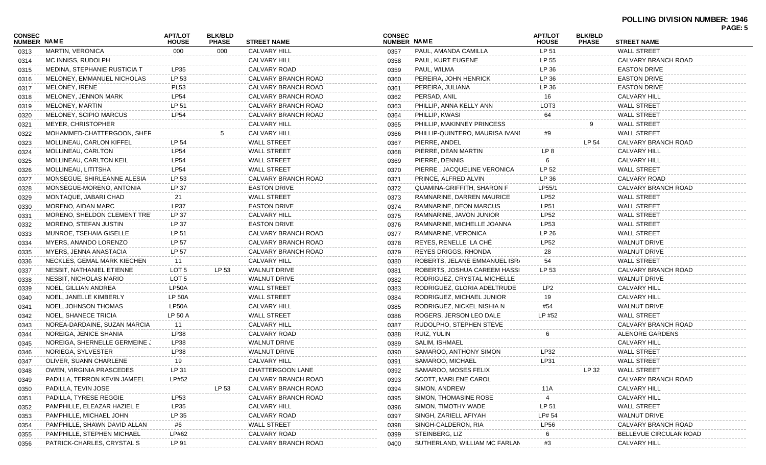**POLLING DIVISION NUMBER: 1946**

| CONSEC NUMBER | NAME | APT/LOT HOUSE | BLK/BLD PHASE | STREET NAME |
|---|---|---|---|---|
| 0313 | MARTIN, VERONICA | 000 | 000 | CALVARY HILL |
| 0314 | MC INNISS, RUDOLPH | | | CALVARY HILL |
| 0315 | MEDINA, STEPHANIE RUSTICIA T | LP35 | | CALVARY ROAD |
| 0316 | MELONEY, EMMANUEL NICHOLAS | LP 53 | | CALVARY BRANCH ROAD |
| 0317 | MELONEY, IRENE | PL53 | | CALVARY BRANCH ROAD |
| 0318 | MELONEY, JENNON MARK | LP54 | | CALVARY BRANCH ROAD |
| 0319 | MELONEY, MARTIN | LP 51 | | CALVARY BRANCH ROAD |
| 0320 | MELONEY, SCIPIO MARCUS | LP54 | | CALVARY BRANCH ROAD |
| 0321 | MEYER, CHRISTOPHER | | | CALVARY HILL |
| 0322 | MOHAMMED-CHATTERGOON, SHEF | | 5 | CALVARY HILL |
| 0323 | MOLLINEAU, CARLON KIFFEL | LP 54 | | WALL STREET |
| 0324 | MOLLINEAU, CARLTON | LP54 | | WALL STREET |
| 0325 | MOLLINEAU, CARLTON KEIL | LP54 | | WALL STREET |
| 0326 | MOLLINEAU, LITITSHA | LP54 | | WALL STREET |
| 0327 | MONSEGUE, SHIRLEANNE ALESIA | LP 53 | | CALVARY BRANCH ROAD |
| 0328 | MONSEGUE-MORENO, ANTONIA | LP 37 | | EASTON DRIVE |
| 0329 | MONTAQUE, JABARI CHAD | 21 | | WALL STREET |
| 0330 | MORENO, AIDAN MARC | LP37 | | EASTON DRIVE |
| 0331 | MORENO, SHELDON CLEMENT TRE | LP 37 | | CALVARY HILL |
| 0332 | MORENO, STEFAN JUSTIN | LP 37 | | EASTON DRIVE |
| 0333 | MUNROE, TSEHAIA GISELLE | LP 51 | | CALVARY BRANCH ROAD |
| 0334 | MYERS, ANANDO LORENZO | LP 57 | | CALVARY BRANCH ROAD |
| 0335 | MYERS, JENNA ANASTACIA | LP 57 | | CALVARY BRANCH ROAD |
| 0336 | NECKLES, GEMAL MARK KIECHEN | 11 | | CALVARY HILL |
| 0337 | NESBIT, NATHANIEL ETIENNE | LOT 5 | LP 53 | WALNUT DRIVE |
| 0338 | NESBIT, NICHOLAS MARIO | LOT 5 | | WALNUT DRIVE |
| 0339 | NOEL, GILLIAN ANDREA | LP50A | | WALL STREET |
| 0340 | NOEL, JANELLE KIMBERLY | LP 50A | | WALL STREET |
| 0341 | NOEL, JOHNSON THOMAS | LP50A | | CALVARY HILL |
| 0342 | NOEL, SHANECE TRICIA | LP 50 A | | WALL STREET |
| 0343 | NOREA-DARDAINE, SUZAN MARCIA | 11 | | CALVARY HILL |
| 0344 | NOREIGA, JENICE SHANIA | LP38 | | CALVARY ROAD |
| 0345 | NOREIGA, SHERNELLE GERMEINE . | LP38 | | WALNUT DRIVE |
| 0346 | NORIEGA, SYLVESTER | LP38 | | WALNUT DRIVE |
| 0347 | OLIVER, SUANN CHARLENE | 19 | | CALVARY HILL |
| 0348 | OWEN, VIRGINIA PRASCEDES | LP 31 | | CHATTERGOON LANE |
| 0349 | PADILLA, TERRON KEVIN JAMEEL | LP#52 | | CALVARY BRANCH ROAD |
| 0350 | PADILLA, TEVIN JOSE | | LP 53 | CALVARY BRANCH ROAD |
| 0351 | PADILLA, TYRESE REGGIE | LP53 | | CALVARY BRANCH ROAD |
| 0352 | PAMPHILLE, ELEAZAR HAZIEL E | LP35 | | CALVARY HILL |
| 0353 | PAMPHILLE, MICHAEL JOHN | LP 35 | | CALVARY ROAD |
| 0354 | PAMPHILLE, SHAWN DAVID ALLAN | #6 | | WALL STREET |
| 0355 | PAMPHILLE, STEPHEN MICHAEL | LP#62 | | CALVARY ROAD |
| 0356 | PATRICK-CHARLES, CRYSTAL S | LP 91 | | CALVARY BRANCH ROAD |
| 0357 | PAUL, AMANDA CAMILLA | LP 51 | | WALL STREET |
| 0358 | PAUL, KURT EUGENE | LP 55 | | CALVARY BRANCH ROAD |
| 0359 | PAUL, WILMA | LP 36 | | EASTON DRIVE |
| 0360 | PEREIRA, JOHN HENRICK | LP 36 | | EASTON DRIVE |
| 0361 | PEREIRA, JULIANA | LP 36 | | EASTON DRIVE |
| 0362 | PERSAD, ANIL | 16 | | CALVARY HILL |
| 0363 | PHILLIP, ANNA KELLY ANN | LOT3 | | WALL STREET |
| 0364 | PHILLIP, KWASI | 64 | | WALL STREET |
| 0365 | PHILLIP, MAKINNEY PRINCESS | | 9 | WALL STREET |
| 0366 | PHILLIP-QUINTERO, MAURISA IVANI | #9 | | WALL STREET |
| 0367 | PIERRE, ANDEL | | LP 54 | CALVARY BRANCH ROAD |
| 0368 | PIERRE, DEAN MARTIN | LP 8 | | CALVARY HILL |
| 0369 | PIERRE, DENNIS | 6 | | CALVARY HILL |
| 0370 | PIERRE , JACQUELINE VERONICA | LP 52 | | WALL STREET |
| 0371 | PRINCE, ALFRED ALVIN | LP 36 | | CALVARY ROAD |
| 0372 | QUAMINA-GRIFFITH, SHARON F | LP55/1 | | CALVARY BRANCH ROAD |
| 0373 | RAMNARINE, DARREN MAURICE | LP52 | | WALL STREET |
| 0374 | RAMNARINE, DEON MARCUS | LP51 | | WALL STREET |
| 0375 | RAMNARINE, JAVON JUNIOR | LP52 | | WALL STREET |
| 0376 | RAMNARINE, MICHELLE JOANNA | LP53 | | WALL STREET |
| 0377 | RAMNARINE, VERONICA | LP 26 | | WALL STREET |
| 0378 | REYES, RENELLE LA CHÉ | LP52 | | WALNUT DRIVE |
| 0379 | REYES DRIGGS, RHONDA | 28 | | WALNUT DRIVE |
| 0380 | ROBERTS, JELANE EMMANUEL ISR/ | 54 | | WALL STREET |
| 0381 | ROBERTS, JOSHUA CAREEM HASSI | LP 53 | | CALVARY BRANCH ROAD |
| 0382 | RODRIGUEZ, CRYSTAL MICHELLE | | | WALNUT DRIVE |
| 0383 | RODRIGUEZ, GLORIA ADELTRUDE | LP2 | | CALVARY HILL |
| 0384 | RODRIGUEZ, MICHAEL JUNIOR | 19 | | CALVARY HILL |
| 0385 | RODRIGUEZ, NICKEL NISHIA N | #54 | | WALNUT DRIVE |
| 0386 | ROGERS, JERSON LEO DALE | LP #52 | | WALL STREET |
| 0387 | RUDOLPHO, STEPHEN STEVE | | | CALVARY BRANCH ROAD |
| 0388 | RUIZ, YULIN | 6 | | ALENORE GARDENS |
| 0389 | SALIM, ISHMAEL | | | CALVARY HILL |
| 0390 | SAMAROO, ANTHONY SIMON | LP32 | | WALL STREET |
| 0391 | SAMAROO, MICHAEL | LP31 | | WALL STREET |
| 0392 | SAMAROO, MOSES FELIX | | LP 32 | WALL STREET |
| 0393 | SCOTT, MARLENE CAROL | | | CALVARY BRANCH ROAD |
| 0394 | SIMON, ANDREW | 11A | | CALVARY HILL |
| 0395 | SIMON, THOMASINE ROSE | 4 | | CALVARY HILL |
| 0396 | SIMON, TIMOTHY WADE | LP 51 | | WALL STREET |
| 0397 | SINGH, ZARIELL AFIYAH | LP# 54 | | WALNUT DRIVE |
| 0398 | SINGH-CALDERON, RIA | LP56 | | CALVARY BRANCH ROAD |
| 0399 | STEINBERG, LIZ | 6 | | BELLEVUE CIRCULAR ROAD |
| 0400 | SUTHERLAND, WILLIAM MC FARLAN | #3 | | CALVARY HILL |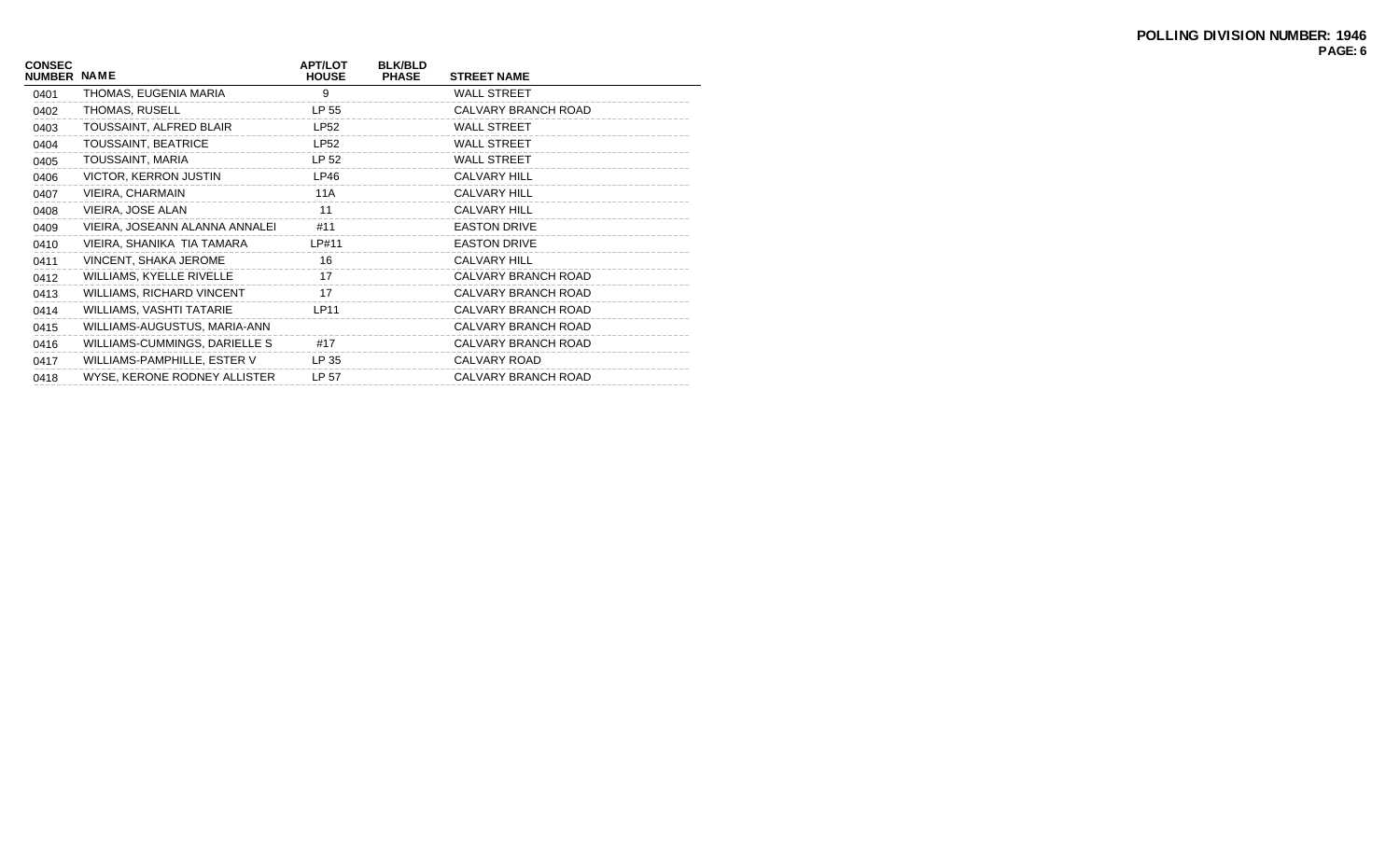**POLLING DIVISION NUMBER: 1946**

| CONSEC NUMBER | NAME | APT/LOT HOUSE | BLK/BLD PHASE | STREET NAME |
|---|---|---|---|---|
| 0401 | THOMAS, EUGENIA MARIA | 9 | | WALL STREET |
| 0402 | THOMAS, RUSELL | LP 55 | | CALVARY BRANCH ROAD |
| 0403 | TOUSSAINT, ALFRED BLAIR | LP52 | | WALL STREET |
| 0404 | TOUSSAINT, BEATRICE | LP52 | | WALL STREET |
| 0405 | TOUSSAINT, MARIA | LP 52 | | WALL STREET |
| 0406 | VICTOR, KERRON JUSTIN | LP46 | | CALVARY HILL |
| 0407 | VIEIRA, CHARMAIN | 11A | | CALVARY HILL |
| 0408 | VIEIRA, JOSE ALAN | 11 | | CALVARY HILL |
| 0409 | VIEIRA, JOSEANN ALANNA ANNALEI | #11 | | EASTON DRIVE |
| 0410 | VIEIRA, SHANIKA TIA TAMARA | LP#11 | | EASTON DRIVE |
| 0411 | VINCENT, SHAKA JEROME | 16 | | CALVARY HILL |
| 0412 | WILLIAMS, KYELLE RIVELLE | 17 | | CALVARY BRANCH ROAD |
| 0413 | WILLIAMS, RICHARD VINCENT | 17 | | CALVARY BRANCH ROAD |
| 0414 | WILLIAMS, VASHTI TATARIE | LP11 | | CALVARY BRANCH ROAD |
| 0415 | WILLIAMS-AUGUSTUS, MARIA-ANN | | | CALVARY BRANCH ROAD |
| 0416 | WILLIAMS-CUMMINGS, DARIELLE S | #17 | | CALVARY BRANCH ROAD |
| 0417 | WILLIAMS-PAMPHILLE, ESTER V | LP 35 | | CALVARY ROAD |
| 0418 | WYSE, KERONE RODNEY ALLISTER | LP 57 | | CALVARY BRANCH ROAD |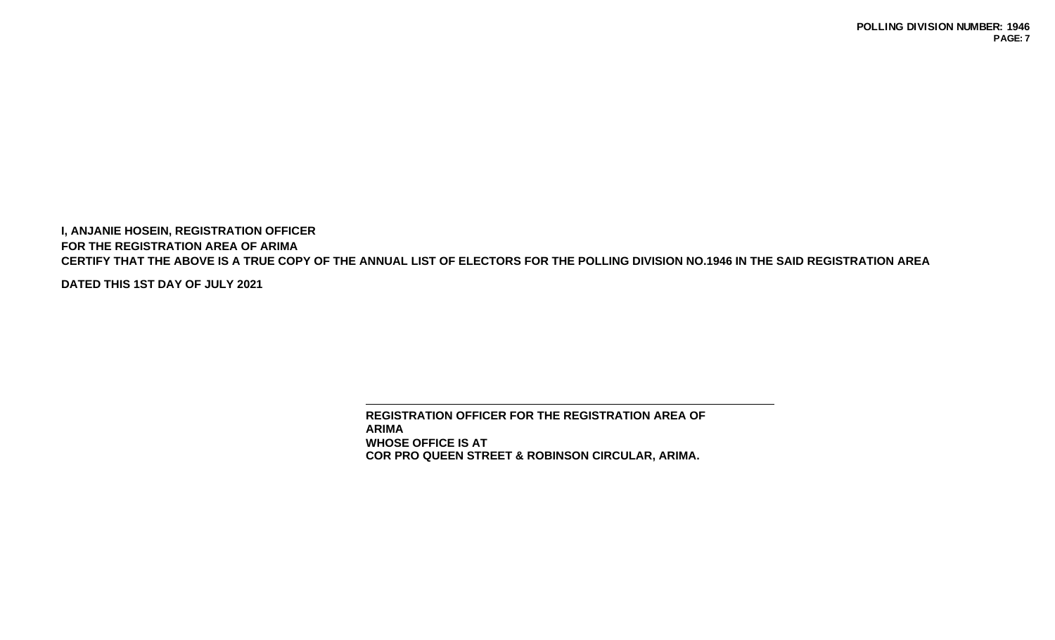**I, ANJANIE HOSEIN, REGISTRATION OFFICER**
**FOR THE REGISTRATION AREA OF ARIMA**
**CERTIFY THAT THE ABOVE IS A TRUE COPY OF THE ANNUAL LIST OF ELECTORS FOR THE POLLING DIVISION NO.1946 IN THE SAID REGISTRATION AREA**

**DATED THIS 1ST DAY OF JULY 2021**

---

**REGISTRATION OFFICER FOR THE REGISTRATION AREA OF ARIMA**
**WHOSE OFFICE IS AT**
**COR PRO QUEEN STREET & ROBINSON CIRCULAR, ARIMA.**